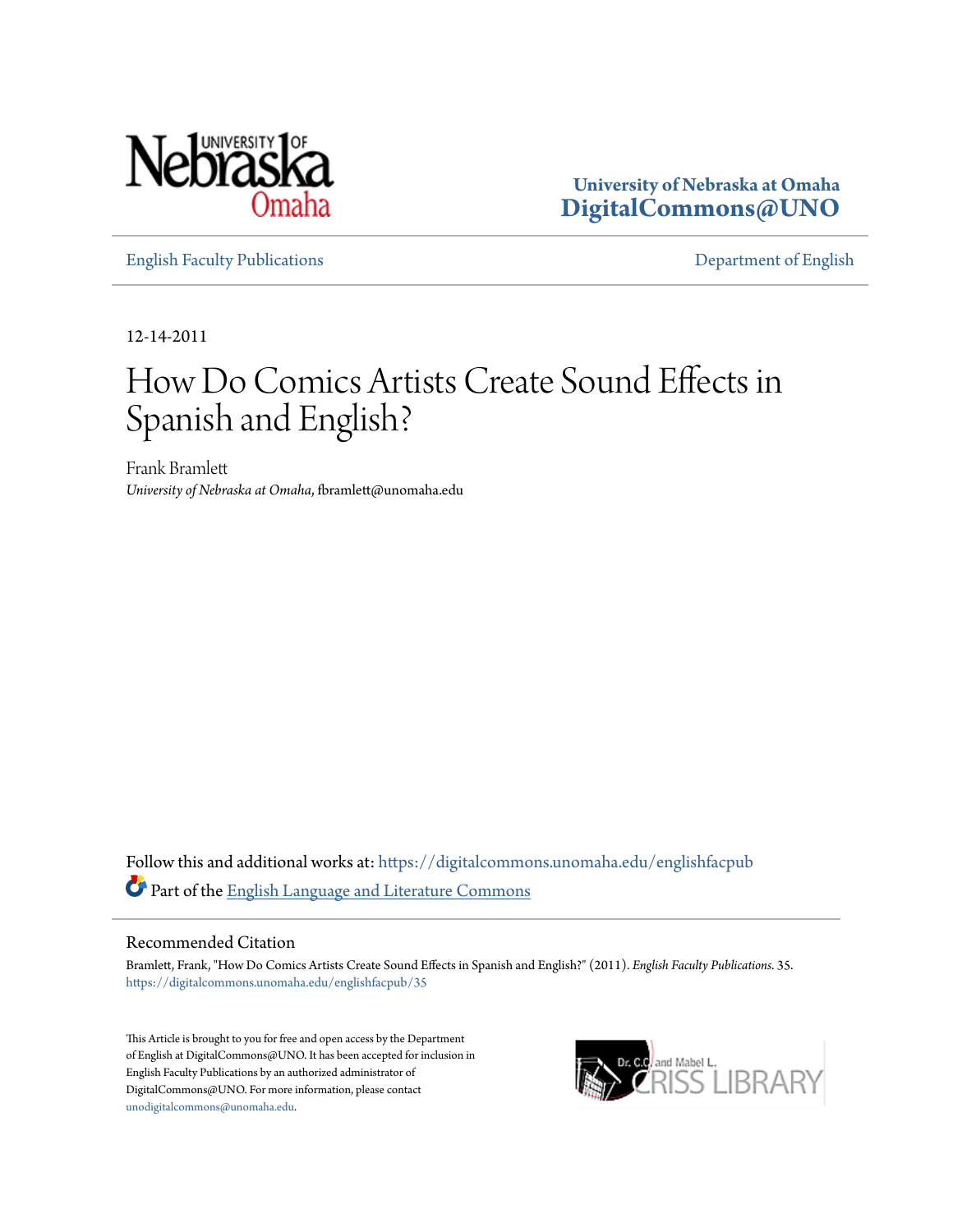University of Nebraska at Omaha
DigitalCommons@UNO

English Faculty Publications | Department of English

12-14-2011

# How Do Comics Artists Create Sound Effects in Spanish and English?

Frank Bramlett
*University of Nebraska at Omaha*, fbramlett@unomaha.edu

Follow this and additional works at: https://digitalcommons.unomaha.edu/englishfacpub

Part of the English Language and Literature Commons

## Recommended Citation

Bramlett, Frank, "How Do Comics Artists Create Sound Effects in Spanish and English?" (2011). *English Faculty Publications*. 35.
https://digitalcommons.unomaha.edu/englishfacpub/35

This Article is brought to you for free and open access by the Department of English at DigitalCommons@UNO. It has been accepted for inclusion in English Faculty Publications by an authorized administrator of DigitalCommons@UNO. For more information, please contact unodigitalcommons@unomaha.edu.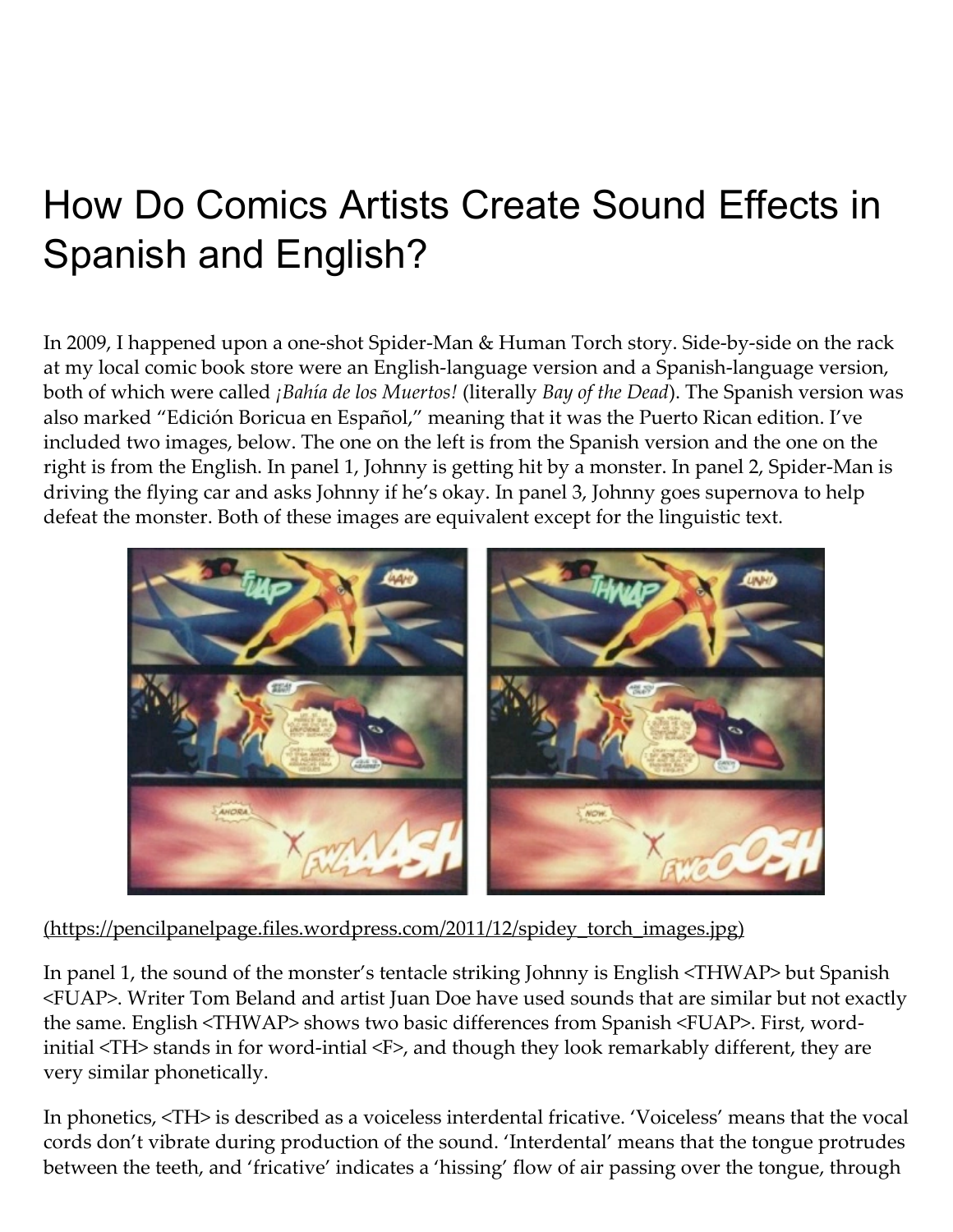# How Do Comics Artists Create Sound Effects in Spanish and English?

In 2009, I happened upon a one-shot Spider-Man & Human Torch story. Side-by-side on the rack at my local comic book store were an English-language version and a Spanish-language version, both of which were called *¡Bahía de los Muertos!* (literally *Bay of the Dead*). The Spanish version was also marked "Edición Boricua en Español," meaning that it was the Puerto Rican edition. I've included two images, below. The one on the left is from the Spanish version and the one on the right is from the English. In panel 1, Johnny is getting hit by a monster. In panel 2, Spider-Man is driving the flying car and asks Johnny if he's okay. In panel 3, Johnny goes supernova to help defeat the monster. Both of these images are equivalent except for the linguistic text.

(https://pencilpanelpage.files.wordpress.com/2011/12/spidey_torch_images.jpg)

In panel 1, the sound of the monster's tentacle striking Johnny is English <THWAP> but Spanish <FUAP>. Writer Tom Beland and artist Juan Doe have used sounds that are similar but not exactly the same. English <THWAP> shows two basic differences from Spanish <FUAP>. First, word-initial <TH> stands in for word-intial <F>, and though they look remarkably different, they are very similar phonetically.

In phonetics, <TH> is described as a voiceless interdental fricative. 'Voiceless' means that the vocal cords don't vibrate during production of the sound. 'Interdental' means that the tongue protrudes between the teeth, and 'fricative' indicates a 'hissing' flow of air passing over the tongue, through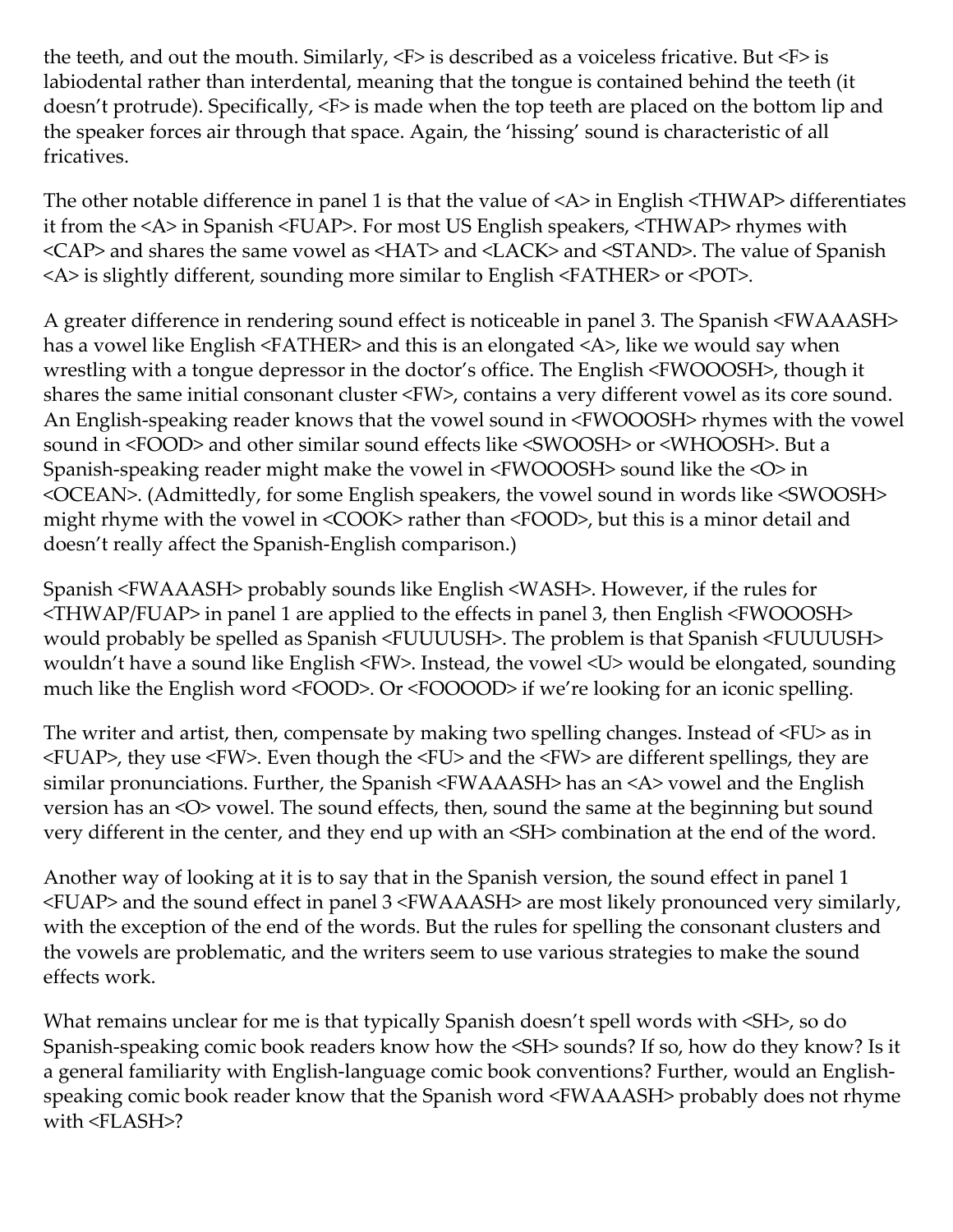the teeth, and out the mouth. Similarly, <F> is described as a voiceless fricative. But <F> is labiodental rather than interdental, meaning that the tongue is contained behind the teeth (it doesn't protrude). Specifically, <F> is made when the top teeth are placed on the bottom lip and the speaker forces air through that space. Again, the 'hissing' sound is characteristic of all fricatives.

The other notable difference in panel 1 is that the value of <A> in English <THWAP> differentiates it from the <A> in Spanish <FUAP>. For most US English speakers, <THWAP> rhymes with <CAP> and shares the same vowel as <HAT> and <LACK> and <STAND>. The value of Spanish <A> is slightly different, sounding more similar to English <FATHER> or <POT>.

A greater difference in rendering sound effect is noticeable in panel 3. The Spanish <FWAAASH> has a vowel like English <FATHER> and this is an elongated <A>, like we would say when wrestling with a tongue depressor in the doctor's office. The English <FWOOOSH>, though it shares the same initial consonant cluster <FW>, contains a very different vowel as its core sound. An English-speaking reader knows that the vowel sound in <FWOOOSH> rhymes with the vowel sound in <FOOD> and other similar sound effects like <SWOOSH> or <WHOOSH>. But a Spanish-speaking reader might make the vowel in <FWOOOSH> sound like the <O> in <OCEAN>. (Admittedly, for some English speakers, the vowel sound in words like <SWOOSH> might rhyme with the vowel in <COOK> rather than <FOOD>, but this is a minor detail and doesn't really affect the Spanish-English comparison.)

Spanish <FWAAASH> probably sounds like English <WASH>. However, if the rules for <THWAP/FUAP> in panel 1 are applied to the effects in panel 3, then English <FWOOOSH> would probably be spelled as Spanish <FUUUUSH>. The problem is that Spanish <FUUUUSH> wouldn't have a sound like English <FW>. Instead, the vowel <U> would be elongated, sounding much like the English word <FOOD>. Or <FOOOOD> if we're looking for an iconic spelling.

The writer and artist, then, compensate by making two spelling changes. Instead of <FU> as in <FUAP>, they use <FW>. Even though the <FU> and the <FW> are different spellings, they are similar pronunciations. Further, the Spanish <FWAAASH> has an <A> vowel and the English version has an <O> vowel. The sound effects, then, sound the same at the beginning but sound very different in the center, and they end up with an <SH> combination at the end of the word.

Another way of looking at it is to say that in the Spanish version, the sound effect in panel 1 <FUAP> and the sound effect in panel 3 <FWAAASH> are most likely pronounced very similarly, with the exception of the end of the words. But the rules for spelling the consonant clusters and the vowels are problematic, and the writers seem to use various strategies to make the sound effects work.

What remains unclear for me is that typically Spanish doesn't spell words with <SH>, so do Spanish-speaking comic book readers know how the <SH> sounds? If so, how do they know? Is it a general familiarity with English-language comic book conventions? Further, would an English-speaking comic book reader know that the Spanish word <FWAAASH> probably does not rhyme with <FLASH>?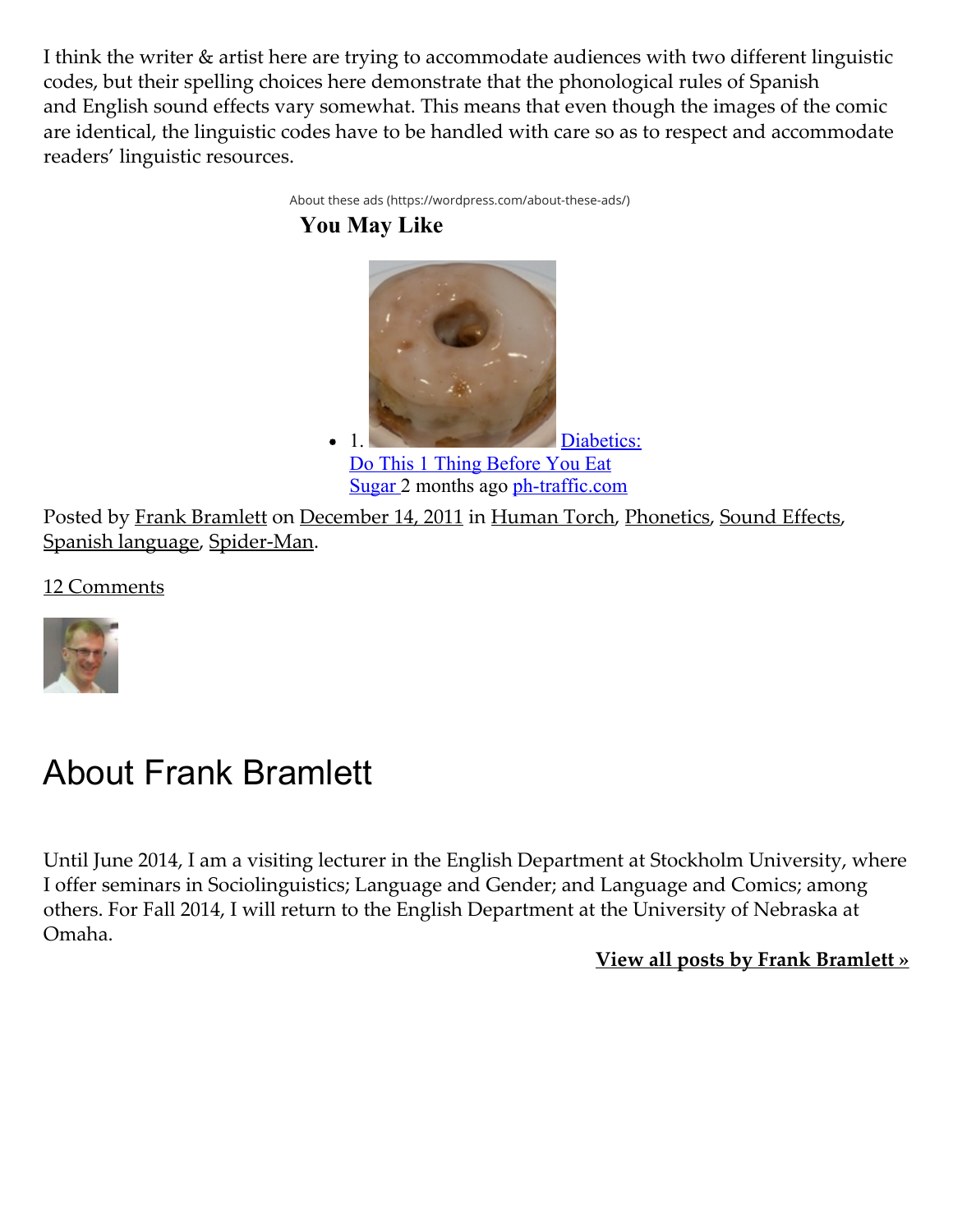I think the writer & artist here are trying to accommodate audiences with two different linguistic codes, but their spelling choices here demonstrate that the phonological rules of Spanish and English sound effects vary somewhat. This means that even though the images of the comic are identical, the linguistic codes have to be handled with care so as to respect and accommodate readers' linguistic resources.

About these ads (https://wordpress.com/about-these-ads/)

**You May Like**

1. Diabetics: Do This 1 Thing Before You Eat Sugar 2 months ago ph-traffic.com

Posted by Frank Bramlett on December 14, 2011 in Human Torch, Phonetics, Sound Effects, Spanish language, Spider-Man.

12 Comments

# About Frank Bramlett

Until June 2014, I am a visiting lecturer in the English Department at Stockholm University, where I offer seminars in Sociolinguistics; Language and Gender; and Language and Comics; among others. For Fall 2014, I will return to the English Department at the University of Nebraska at Omaha.

**View all posts by Frank Bramlett »**